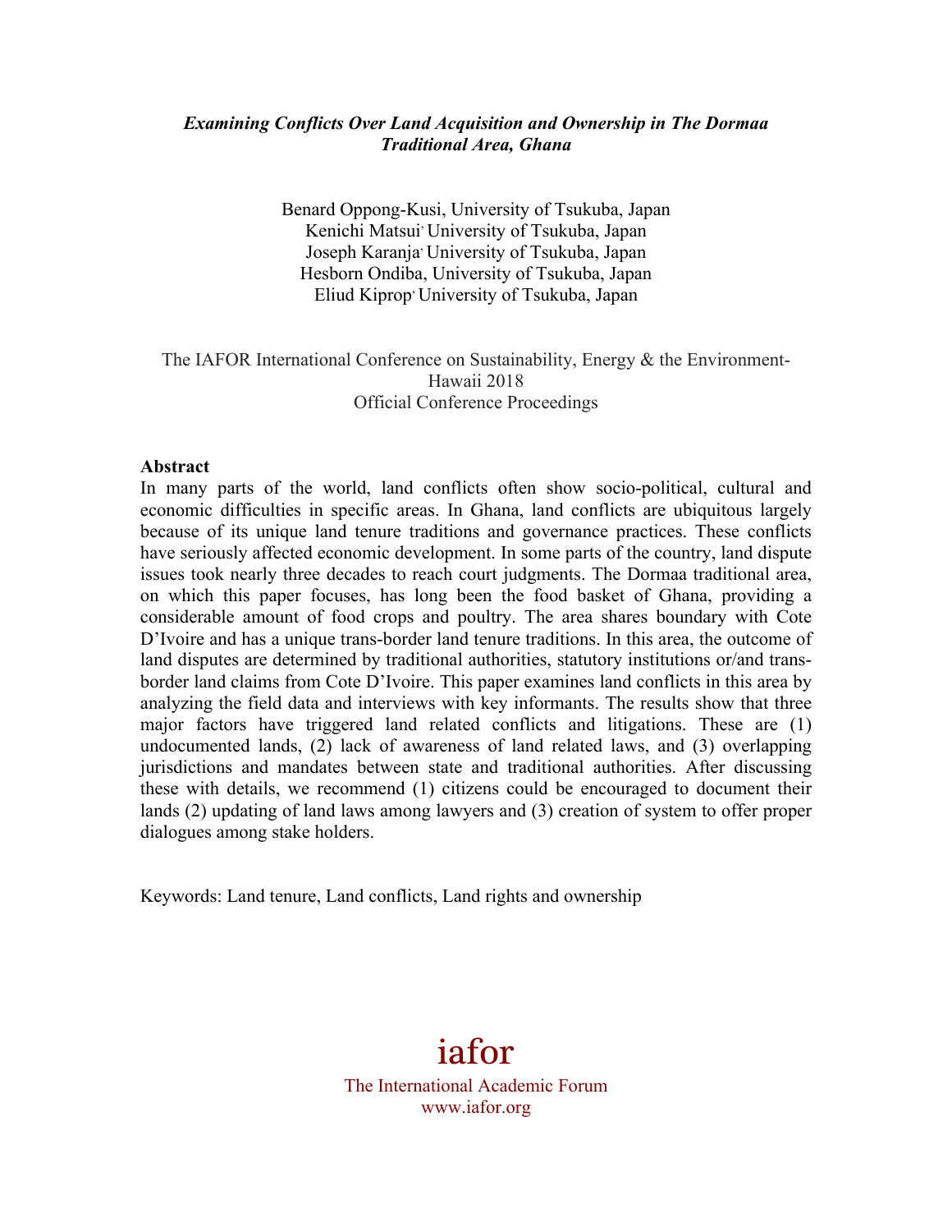*Examining Conflicts Over Land Acquisition and Ownership in The Dormaa Traditional Area, Ghana*

Benard Oppong-Kusi, University of Tsukuba, Japan
Kenichi Matsui, University of Tsukuba, Japan
Joseph Karanja, University of Tsukuba, Japan
Hesborn Ondiba, University of Tsukuba, Japan
Eliud Kiprop, University of Tsukuba, Japan

The IAFOR International Conference on Sustainability, Energy & the Environment- Hawaii 2018
Official Conference Proceedings

**Abstract**

In many parts of the world, land conflicts often show socio-political, cultural and economic difficulties in specific areas. In Ghana, land conflicts are ubiquitous largely because of its unique land tenure traditions and governance practices. These conflicts have seriously affected economic development. In some parts of the country, land dispute issues took nearly three decades to reach court judgments. The Dormaa traditional area, on which this paper focuses, has long been the food basket of Ghana, providing a considerable amount of food crops and poultry. The area shares boundary with Cote D'Ivoire and has a unique trans-border land tenure traditions. In this area, the outcome of land disputes are determined by traditional authorities, statutory institutions or/and trans-border land claims from Cote D'Ivoire. This paper examines land conflicts in this area by analyzing the field data and interviews with key informants. The results show that three major factors have triggered land related conflicts and litigations. These are (1) undocumented lands, (2) lack of awareness of land related laws, and (3) overlapping jurisdictions and mandates between state and traditional authorities. After discussing these with details, we recommend (1) citizens could be encouraged to document their lands (2) updating of land laws among lawyers and (3) creation of system to offer proper dialogues among stake holders.

Keywords: Land tenure, Land conflicts, Land rights and ownership

iafor
The International Academic Forum
www.iafor.org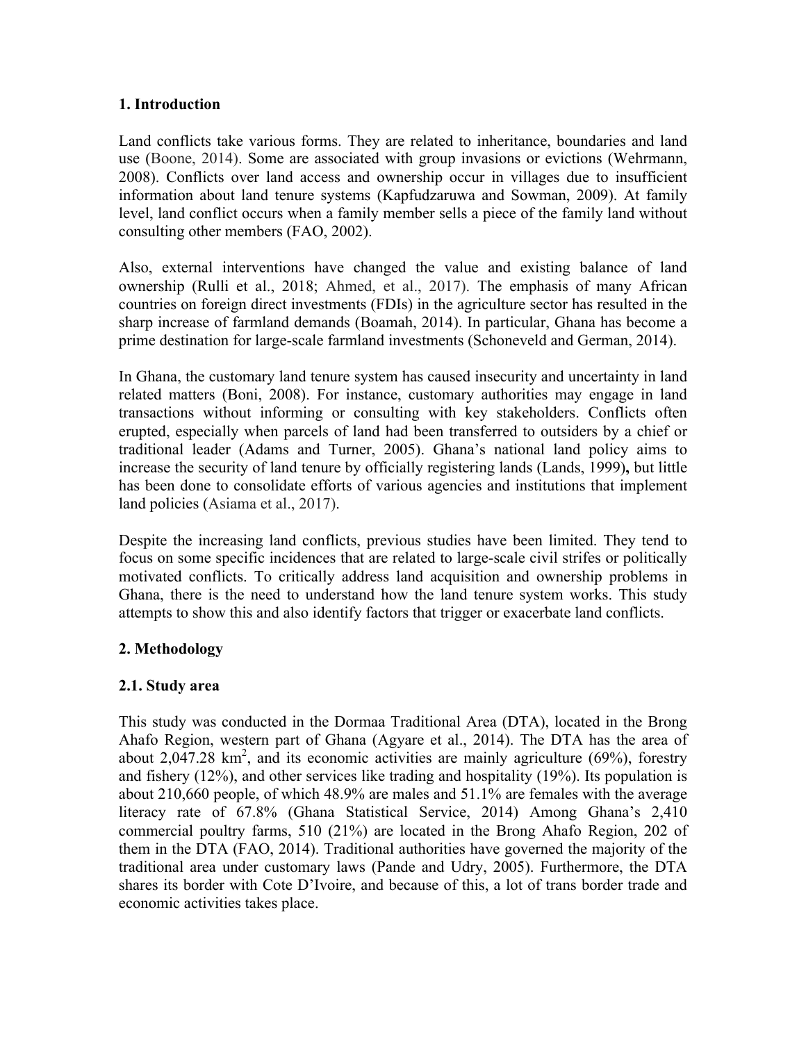## 1. Introduction

Land conflicts take various forms. They are related to inheritance, boundaries and land use (Boone, 2014). Some are associated with group invasions or evictions (Wehrmann, 2008). Conflicts over land access and ownership occur in villages due to insufficient information about land tenure systems (Kapfudzaruwa and Sowman, 2009). At family level, land conflict occurs when a family member sells a piece of the family land without consulting other members (FAO, 2002).

Also, external interventions have changed the value and existing balance of land ownership (Rulli et al., 2018; Ahmed, et al., 2017). The emphasis of many African countries on foreign direct investments (FDIs) in the agriculture sector has resulted in the sharp increase of farmland demands (Boamah, 2014). In particular, Ghana has become a prime destination for large-scale farmland investments (Schoneveld and German, 2014).

In Ghana, the customary land tenure system has caused insecurity and uncertainty in land related matters (Boni, 2008). For instance, customary authorities may engage in land transactions without informing or consulting with key stakeholders. Conflicts often erupted, especially when parcels of land had been transferred to outsiders by a chief or traditional leader (Adams and Turner, 2005). Ghana's national land policy aims to increase the security of land tenure by officially registering lands (Lands, 1999)**,** but little has been done to consolidate efforts of various agencies and institutions that implement land policies (Asiama et al., 2017).

Despite the increasing land conflicts, previous studies have been limited. They tend to focus on some specific incidences that are related to large-scale civil strifes or politically motivated conflicts. To critically address land acquisition and ownership problems in Ghana, there is the need to understand how the land tenure system works. This study attempts to show this and also identify factors that trigger or exacerbate land conflicts.

## 2. Methodology

### 2.1. Study area

This study was conducted in the Dormaa Traditional Area (DTA), located in the Brong Ahafo Region, western part of Ghana (Agyare et al., 2014). The DTA has the area of about 2,047.28 km$^2$, and its economic activities are mainly agriculture (69%), forestry and fishery (12%), and other services like trading and hospitality (19%). Its population is about 210,660 people, of which 48.9% are males and 51.1% are females with the average literacy rate of 67.8% (Ghana Statistical Service, 2014) Among Ghana's 2,410 commercial poultry farms, 510 (21%) are located in the Brong Ahafo Region, 202 of them in the DTA (FAO, 2014). Traditional authorities have governed the majority of the traditional area under customary laws (Pande and Udry, 2005). Furthermore, the DTA shares its border with Cote D'Ivoire, and because of this, a lot of trans border trade and economic activities takes place.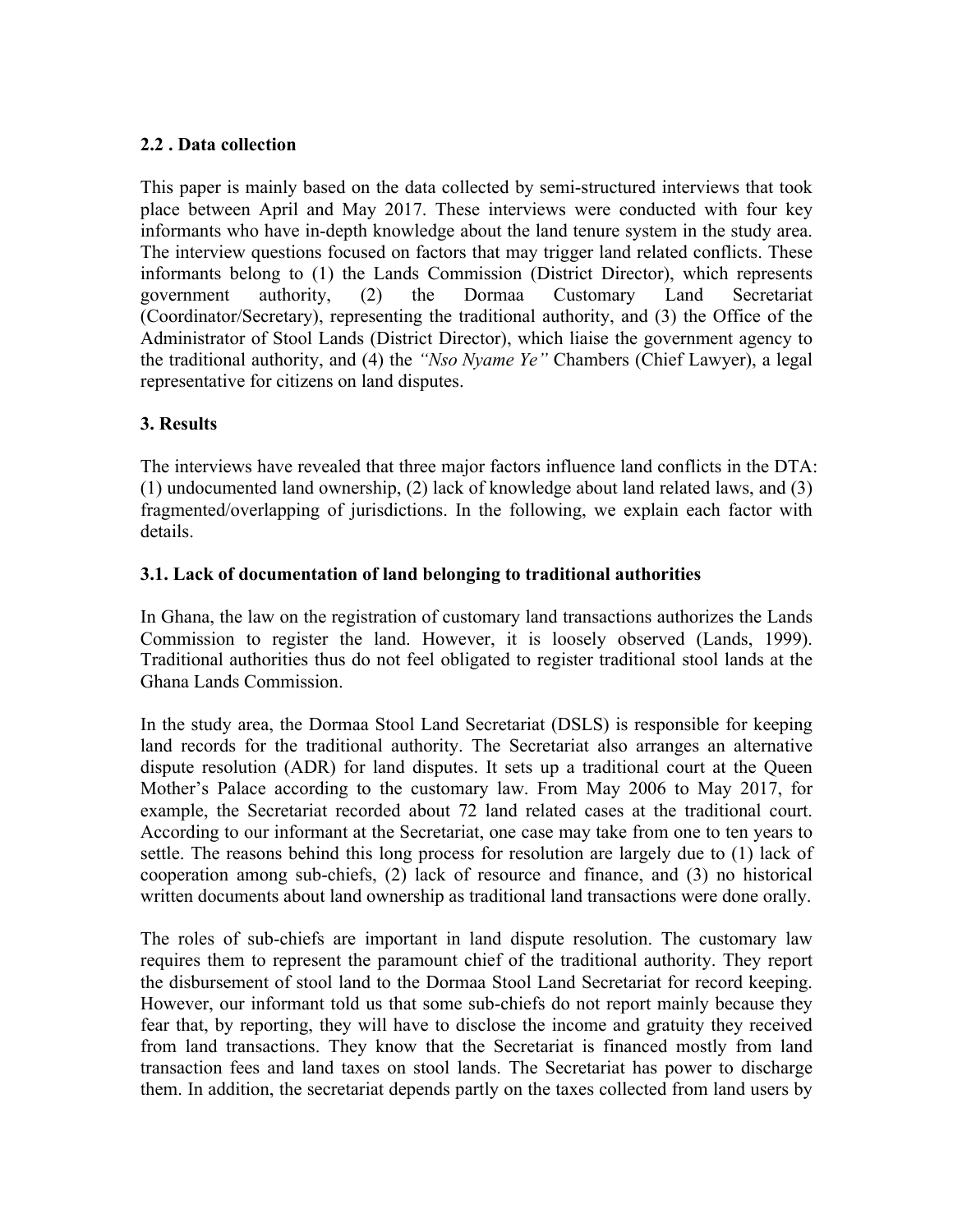### 2.2 . Data collection

This paper is mainly based on the data collected by semi-structured interviews that took place between April and May 2017. These interviews were conducted with four key informants who have in-depth knowledge about the land tenure system in the study area. The interview questions focused on factors that may trigger land related conflicts. These informants belong to (1) the Lands Commission (District Director), which represents government authority, (2) the Dormaa Customary Land Secretariat (Coordinator/Secretary), representing the traditional authority, and (3) the Office of the Administrator of Stool Lands (District Director), which liaise the government agency to the traditional authority, and (4) the *"Nso Nyame Ye"* Chambers (Chief Lawyer), a legal representative for citizens on land disputes.

## 3. Results

The interviews have revealed that three major factors influence land conflicts in the DTA: (1) undocumented land ownership, (2) lack of knowledge about land related laws, and (3) fragmented/overlapping of jurisdictions. In the following, we explain each factor with details.

### 3.1. Lack of documentation of land belonging to traditional authorities

In Ghana, the law on the registration of customary land transactions authorizes the Lands Commission to register the land. However, it is loosely observed (Lands, 1999). Traditional authorities thus do not feel obligated to register traditional stool lands at the Ghana Lands Commission.

In the study area, the Dormaa Stool Land Secretariat (DSLS) is responsible for keeping land records for the traditional authority. The Secretariat also arranges an alternative dispute resolution (ADR) for land disputes. It sets up a traditional court at the Queen Mother's Palace according to the customary law. From May 2006 to May 2017, for example, the Secretariat recorded about 72 land related cases at the traditional court. According to our informant at the Secretariat, one case may take from one to ten years to settle. The reasons behind this long process for resolution are largely due to (1) lack of cooperation among sub-chiefs, (2) lack of resource and finance, and (3) no historical written documents about land ownership as traditional land transactions were done orally.

The roles of sub-chiefs are important in land dispute resolution. The customary law requires them to represent the paramount chief of the traditional authority. They report the disbursement of stool land to the Dormaa Stool Land Secretariat for record keeping. However, our informant told us that some sub-chiefs do not report mainly because they fear that, by reporting, they will have to disclose the income and gratuity they received from land transactions. They know that the Secretariat is financed mostly from land transaction fees and land taxes on stool lands. The Secretariat has power to discharge them. In addition, the secretariat depends partly on the taxes collected from land users by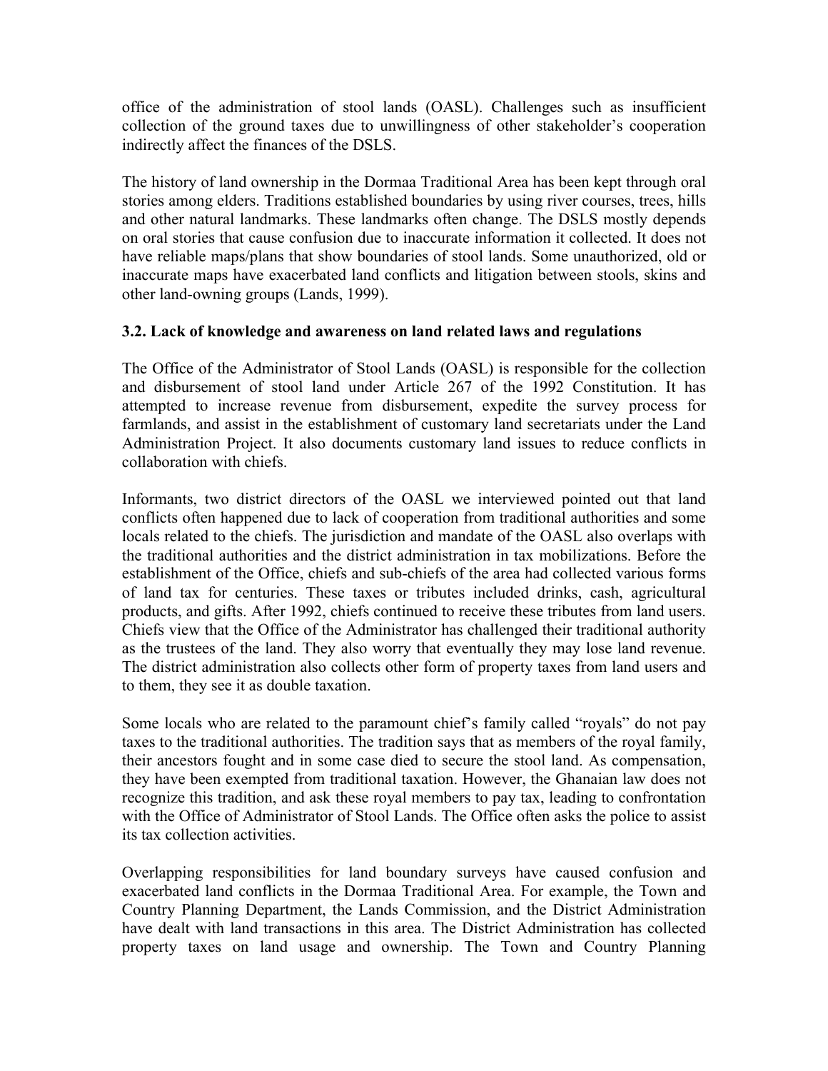office of the administration of stool lands (OASL). Challenges such as insufficient collection of the ground taxes due to unwillingness of other stakeholder's cooperation indirectly affect the finances of the DSLS.

The history of land ownership in the Dormaa Traditional Area has been kept through oral stories among elders. Traditions established boundaries by using river courses, trees, hills and other natural landmarks. These landmarks often change. The DSLS mostly depends on oral stories that cause confusion due to inaccurate information it collected. It does not have reliable maps/plans that show boundaries of stool lands. Some unauthorized, old or inaccurate maps have exacerbated land conflicts and litigation between stools, skins and other land-owning groups (Lands, 1999).

### 3.2. Lack of knowledge and awareness on land related laws and regulations

The Office of the Administrator of Stool Lands (OASL) is responsible for the collection and disbursement of stool land under Article 267 of the 1992 Constitution. It has attempted to increase revenue from disbursement, expedite the survey process for farmlands, and assist in the establishment of customary land secretariats under the Land Administration Project. It also documents customary land issues to reduce conflicts in collaboration with chiefs.

Informants, two district directors of the OASL we interviewed pointed out that land conflicts often happened due to lack of cooperation from traditional authorities and some locals related to the chiefs. The jurisdiction and mandate of the OASL also overlaps with the traditional authorities and the district administration in tax mobilizations. Before the establishment of the Office, chiefs and sub-chiefs of the area had collected various forms of land tax for centuries. These taxes or tributes included drinks, cash, agricultural products, and gifts. After 1992, chiefs continued to receive these tributes from land users. Chiefs view that the Office of the Administrator has challenged their traditional authority as the trustees of the land. They also worry that eventually they may lose land revenue. The district administration also collects other form of property taxes from land users and to them, they see it as double taxation.

Some locals who are related to the paramount chief's family called "royals" do not pay taxes to the traditional authorities. The tradition says that as members of the royal family, their ancestors fought and in some case died to secure the stool land. As compensation, they have been exempted from traditional taxation. However, the Ghanaian law does not recognize this tradition, and ask these royal members to pay tax, leading to confrontation with the Office of Administrator of Stool Lands. The Office often asks the police to assist its tax collection activities.

Overlapping responsibilities for land boundary surveys have caused confusion and exacerbated land conflicts in the Dormaa Traditional Area. For example, the Town and Country Planning Department, the Lands Commission, and the District Administration have dealt with land transactions in this area. The District Administration has collected property taxes on land usage and ownership. The Town and Country Planning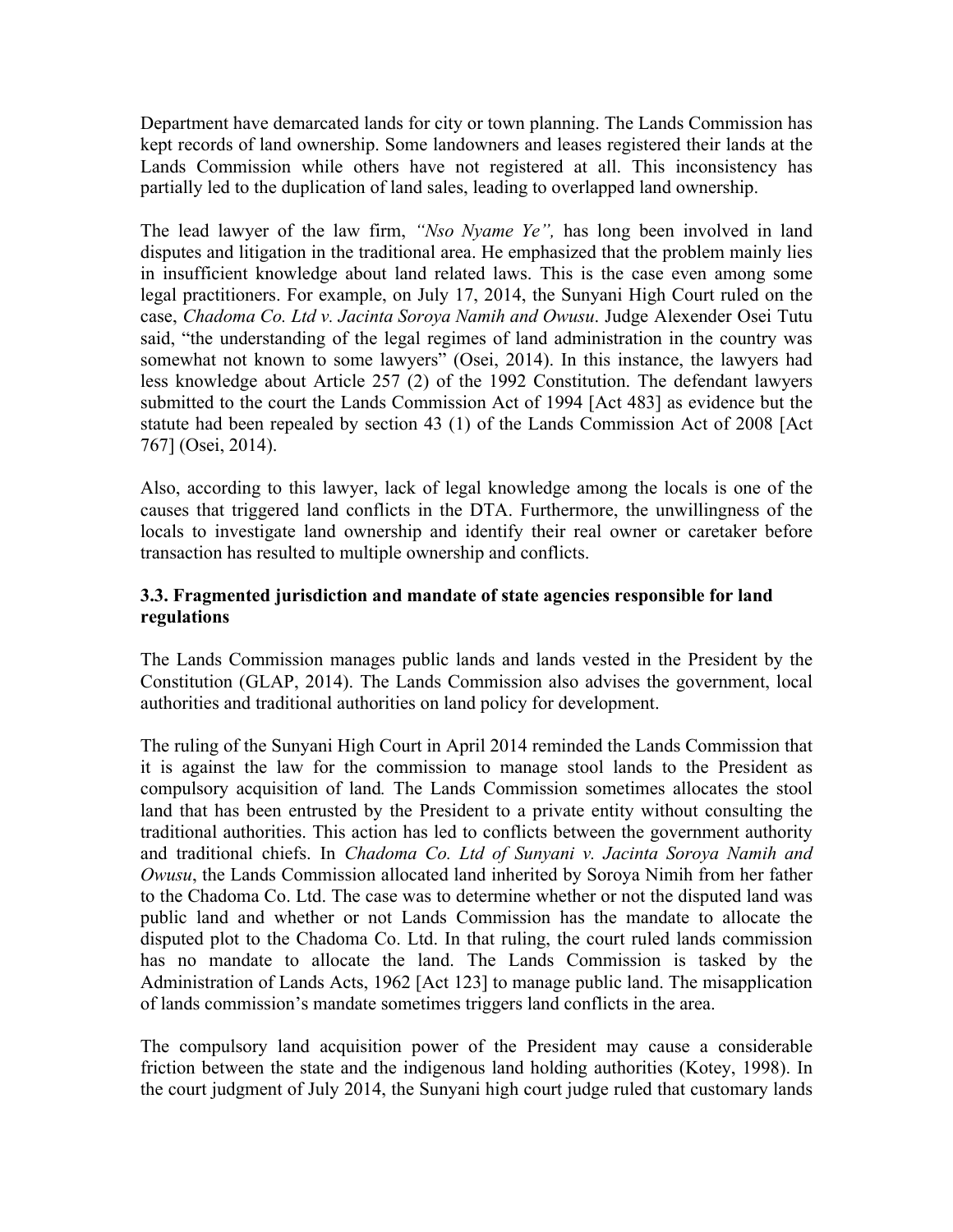Department have demarcated lands for city or town planning. The Lands Commission has kept records of land ownership. Some landowners and leases registered their lands at the Lands Commission while others have not registered at all. This inconsistency has partially led to the duplication of land sales, leading to overlapped land ownership.

The lead lawyer of the law firm, *"Nso Nyame Ye",* has long been involved in land disputes and litigation in the traditional area. He emphasized that the problem mainly lies in insufficient knowledge about land related laws. This is the case even among some legal practitioners. For example, on July 17, 2014, the Sunyani High Court ruled on the case, *Chadoma Co. Ltd v. Jacinta Soroya Namih and Owusu*. Judge Alexender Osei Tutu said, "the understanding of the legal regimes of land administration in the country was somewhat not known to some lawyers" (Osei, 2014). In this instance, the lawyers had less knowledge about Article 257 (2) of the 1992 Constitution. The defendant lawyers submitted to the court the Lands Commission Act of 1994 [Act 483] as evidence but the statute had been repealed by section 43 (1) of the Lands Commission Act of 2008 [Act 767] (Osei, 2014).

Also, according to this lawyer, lack of legal knowledge among the locals is one of the causes that triggered land conflicts in the DTA. Furthermore, the unwillingness of the locals to investigate land ownership and identify their real owner or caretaker before transaction has resulted to multiple ownership and conflicts.

### 3.3. Fragmented jurisdiction and mandate of state agencies responsible for land regulations

The Lands Commission manages public lands and lands vested in the President by the Constitution (GLAP, 2014). The Lands Commission also advises the government, local authorities and traditional authorities on land policy for development.

The ruling of the Sunyani High Court in April 2014 reminded the Lands Commission that it is against the law for the commission to manage stool lands to the President as compulsory acquisition of land*.* The Lands Commission sometimes allocates the stool land that has been entrusted by the President to a private entity without consulting the traditional authorities. This action has led to conflicts between the government authority and traditional chiefs. In *Chadoma Co. Ltd of Sunyani v. Jacinta Soroya Namih and Owusu*, the Lands Commission allocated land inherited by Soroya Nimih from her father to the Chadoma Co. Ltd. The case was to determine whether or not the disputed land was public land and whether or not Lands Commission has the mandate to allocate the disputed plot to the Chadoma Co. Ltd. In that ruling, the court ruled lands commission has no mandate to allocate the land. The Lands Commission is tasked by the Administration of Lands Acts, 1962 [Act 123] to manage public land. The misapplication of lands commission's mandate sometimes triggers land conflicts in the area.

The compulsory land acquisition power of the President may cause a considerable friction between the state and the indigenous land holding authorities (Kotey, 1998). In the court judgment of July 2014, the Sunyani high court judge ruled that customary lands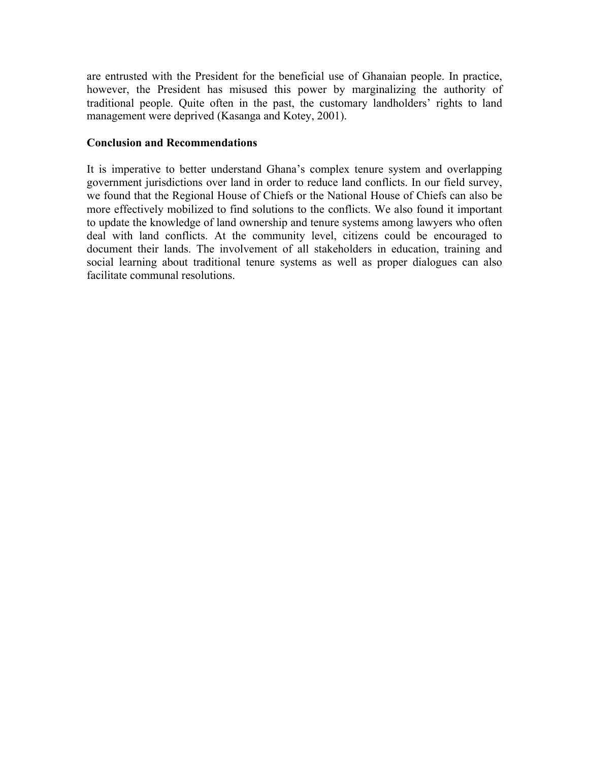are entrusted with the President for the beneficial use of Ghanaian people. In practice, however, the President has misused this power by marginalizing the authority of traditional people. Quite often in the past, the customary landholders' rights to land management were deprived (Kasanga and Kotey, 2001).

## Conclusion and Recommendations

It is imperative to better understand Ghana's complex tenure system and overlapping government jurisdictions over land in order to reduce land conflicts. In our field survey, we found that the Regional House of Chiefs or the National House of Chiefs can also be more effectively mobilized to find solutions to the conflicts. We also found it important to update the knowledge of land ownership and tenure systems among lawyers who often deal with land conflicts. At the community level, citizens could be encouraged to document their lands. The involvement of all stakeholders in education, training and social learning about traditional tenure systems as well as proper dialogues can also facilitate communal resolutions.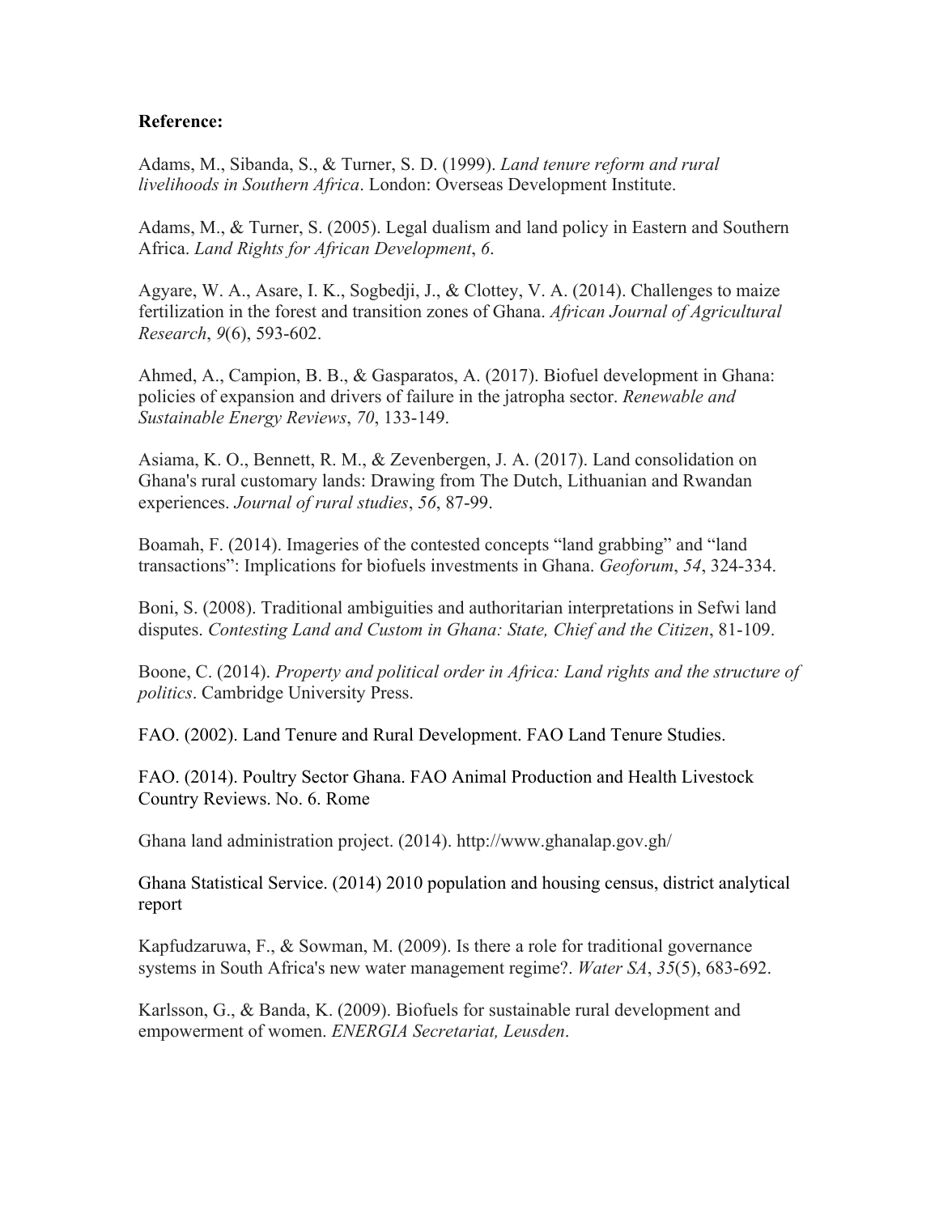**Reference:**

Adams, M., Sibanda, S., & Turner, S. D. (1999). *Land tenure reform and rural livelihoods in Southern Africa*. London: Overseas Development Institute.

Adams, M., & Turner, S. (2005). Legal dualism and land policy in Eastern and Southern Africa. *Land Rights for African Development*, *6*.

Agyare, W. A., Asare, I. K., Sogbedji, J., & Clottey, V. A. (2014). Challenges to maize fertilization in the forest and transition zones of Ghana. *African Journal of Agricultural Research*, *9*(6), 593-602.

Ahmed, A., Campion, B. B., & Gasparatos, A. (2017). Biofuel development in Ghana: policies of expansion and drivers of failure in the jatropha sector. *Renewable and Sustainable Energy Reviews*, *70*, 133-149.

Asiama, K. O., Bennett, R. M., & Zevenbergen, J. A. (2017). Land consolidation on Ghana's rural customary lands: Drawing from The Dutch, Lithuanian and Rwandan experiences. *Journal of rural studies*, *56*, 87-99.

Boamah, F. (2014). Imageries of the contested concepts "land grabbing" and "land transactions": Implications for biofuels investments in Ghana. *Geoforum*, *54*, 324-334.

Boni, S. (2008). Traditional ambiguities and authoritarian interpretations in Sefwi land disputes. *Contesting Land and Custom in Ghana: State, Chief and the Citizen*, 81-109.

Boone, C. (2014). *Property and political order in Africa: Land rights and the structure of politics*. Cambridge University Press.

FAO. (2002). Land Tenure and Rural Development. FAO Land Tenure Studies.

FAO. (2014). Poultry Sector Ghana. FAO Animal Production and Health Livestock Country Reviews. No. 6. Rome

Ghana land administration project. (2014). http://www.ghanalap.gov.gh/

Ghana Statistical Service. (2014) 2010 population and housing census, district analytical report

Kapfudzaruwa, F., & Sowman, M. (2009). Is there a role for traditional governance systems in South Africa's new water management regime?. *Water SA*, *35*(5), 683-692.

Karlsson, G., & Banda, K. (2009). Biofuels for sustainable rural development and empowerment of women. *ENERGIA Secretariat, Leusden*.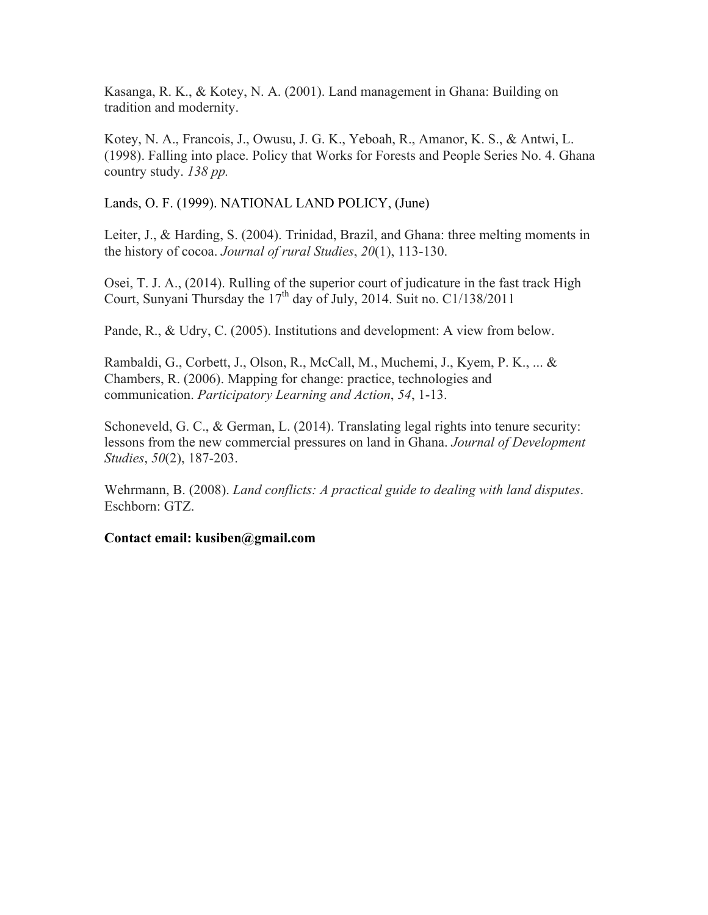Kasanga, R. K., & Kotey, N. A. (2001). Land management in Ghana: Building on tradition and modernity.

Kotey, N. A., Francois, J., Owusu, J. G. K., Yeboah, R., Amanor, K. S., & Antwi, L. (1998). Falling into place. Policy that Works for Forests and People Series No. 4. Ghana country study. *138 pp.*

Lands, O. F. (1999). NATIONAL LAND POLICY, (June)

Leiter, J., & Harding, S. (2004). Trinidad, Brazil, and Ghana: three melting moments in the history of cocoa. *Journal of rural Studies*, *20*(1), 113-130.

Osei, T. J. A., (2014). Rulling of the superior court of judicature in the fast track High Court, Sunyani Thursday the 17th day of July, 2014. Suit no. C1/138/2011

Pande, R., & Udry, C. (2005). Institutions and development: A view from below.

Rambaldi, G., Corbett, J., Olson, R., McCall, M., Muchemi, J., Kyem, P. K., ... & Chambers, R. (2006). Mapping for change: practice, technologies and communication. *Participatory Learning and Action*, *54*, 1-13.

Schoneveld, G. C., & German, L. (2014). Translating legal rights into tenure security: lessons from the new commercial pressures on land in Ghana. *Journal of Development Studies*, *50*(2), 187-203.

Wehrmann, B. (2008). *Land conflicts: A practical guide to dealing with land disputes*. Eschborn: GTZ.

**Contact email: kusiben@gmail.com**